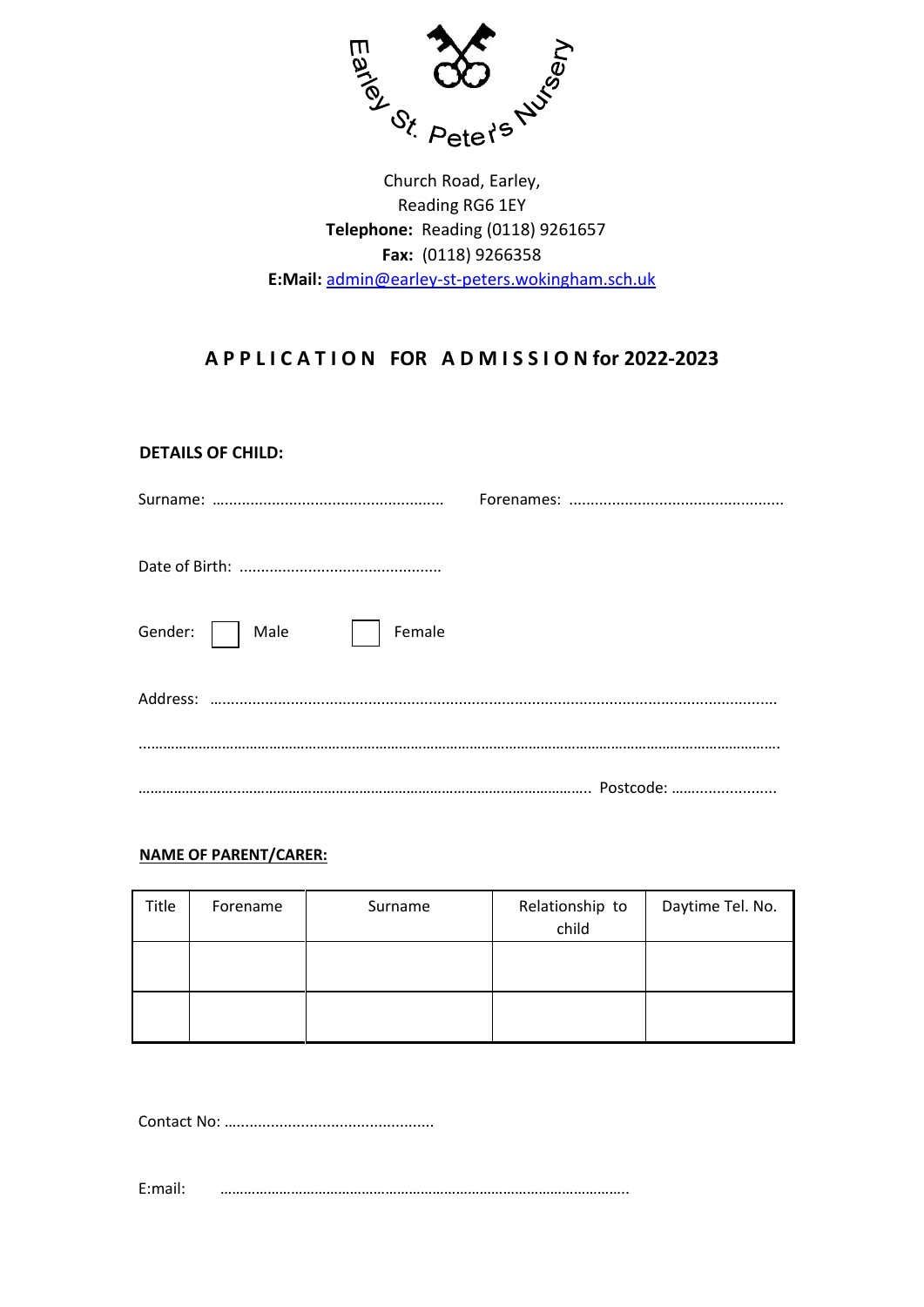Earley St. Peter's Nursery

Church Road, Earley,
Reading RG6 1EY
**Telephone:** Reading (0118) 9261657
**Fax:** (0118) 9266358
**E:Mail:** admin@earley-st-peters.wokingham.sch.uk

## APPLICATION FOR ADMISSION for 2022-2023

**DETAILS OF CHILD:**

Surname: ………………………………………………… Forenames: ……………………………………………

Date of Birth: …………………………………………

Gender: ☐ Male ☐ Female

Address: …………………………………………………………………………………………………………………………

…………………………………………………………………………………………………………………………………………

……………………………………………………………………………………………………… Postcode: ……………………

**NAME OF PARENT/CARER:**

| Title | Forename | Surname | Relationship to child | Daytime Tel. No. |
|---|---|---|---|---|
| | | | | |
| | | | | |

Contact No: …………………………………………

E:mail: ………………………………………………………………………………………….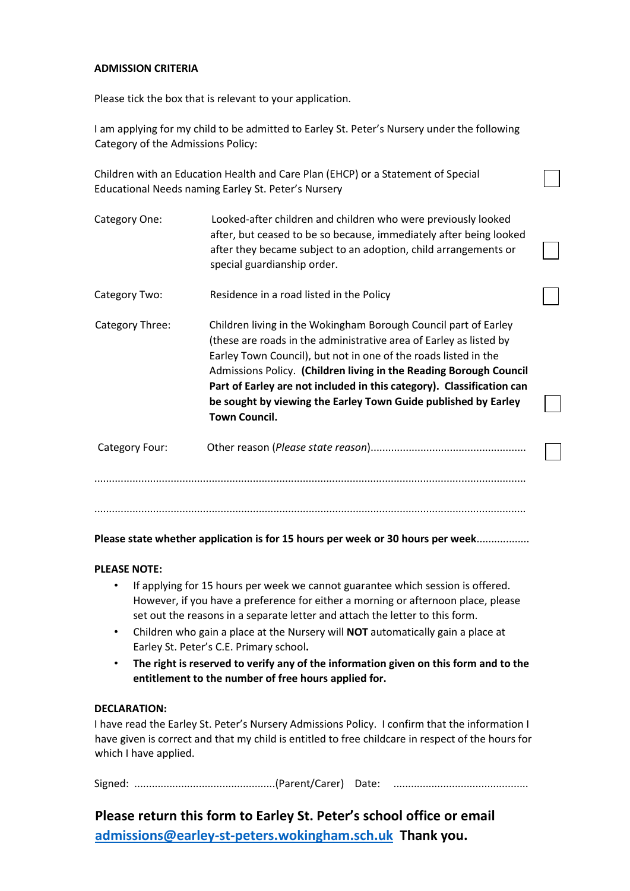**ADMISSION CRITERIA**

Please tick the box that is relevant to your application.

I am applying for my child to be admitted to Earley St. Peter's Nursery under the following Category of the Admissions Policy:

| | | |
|---|---|---|
| Children with an Education Health and Care Plan (EHCP) or a Statement of Special Educational Needs naming Earley St. Peter's Nursery | | ☐ |
| Category One: | Looked-after children and children who were previously looked after, but ceased to be so because, immediately after being looked after they became subject to an adoption, child arrangements or special guardianship order. | ☐ |
| Category Two: | Residence in a road listed in the Policy | ☐ |
| Category Three: | Children living in the Wokingham Borough Council part of Earley (these are roads in the administrative area of Earley as listed by Earley Town Council), but not in one of the roads listed in the Admissions Policy. **(Children living in the Reading Borough Council Part of Earley are not included in this category). Classification can be sought by viewing the Earley Town Guide published by Earley Town Council.** | ☐ |
| Category Four: | Other reason (*Please state reason*)................................................... | ☐ |

...............................................................................................................................................

...............................................................................................................................................

**Please state whether application is for 15 hours per week or 30 hours per week**.................

**PLEASE NOTE:**

- If applying for 15 hours per week we cannot guarantee which session is offered. However, if you have a preference for either a morning or afternoon place, please set out the reasons in a separate letter and attach the letter to this form.
- Children who gain a place at the Nursery will **NOT** automatically gain a place at Earley St. Peter's C.E. Primary school**.**
- **The right is reserved to verify any of the information given on this form and to the entitlement to the number of free hours applied for.**

**DECLARATION:**

I have read the Earley St. Peter's Nursery Admissions Policy. I confirm that the information I have given is correct and that my child is entitled to free childcare in respect of the hours for which I have applied.

Signed: ...............................................(Parent/Carer) Date: .............................................

**Please return this form to Earley St. Peter's school office or email [admissions@earley-st-peters.wokingham.sch.uk](mailto:admissions@earley-st-peters.wokingham.sch.uk) Thank you.**